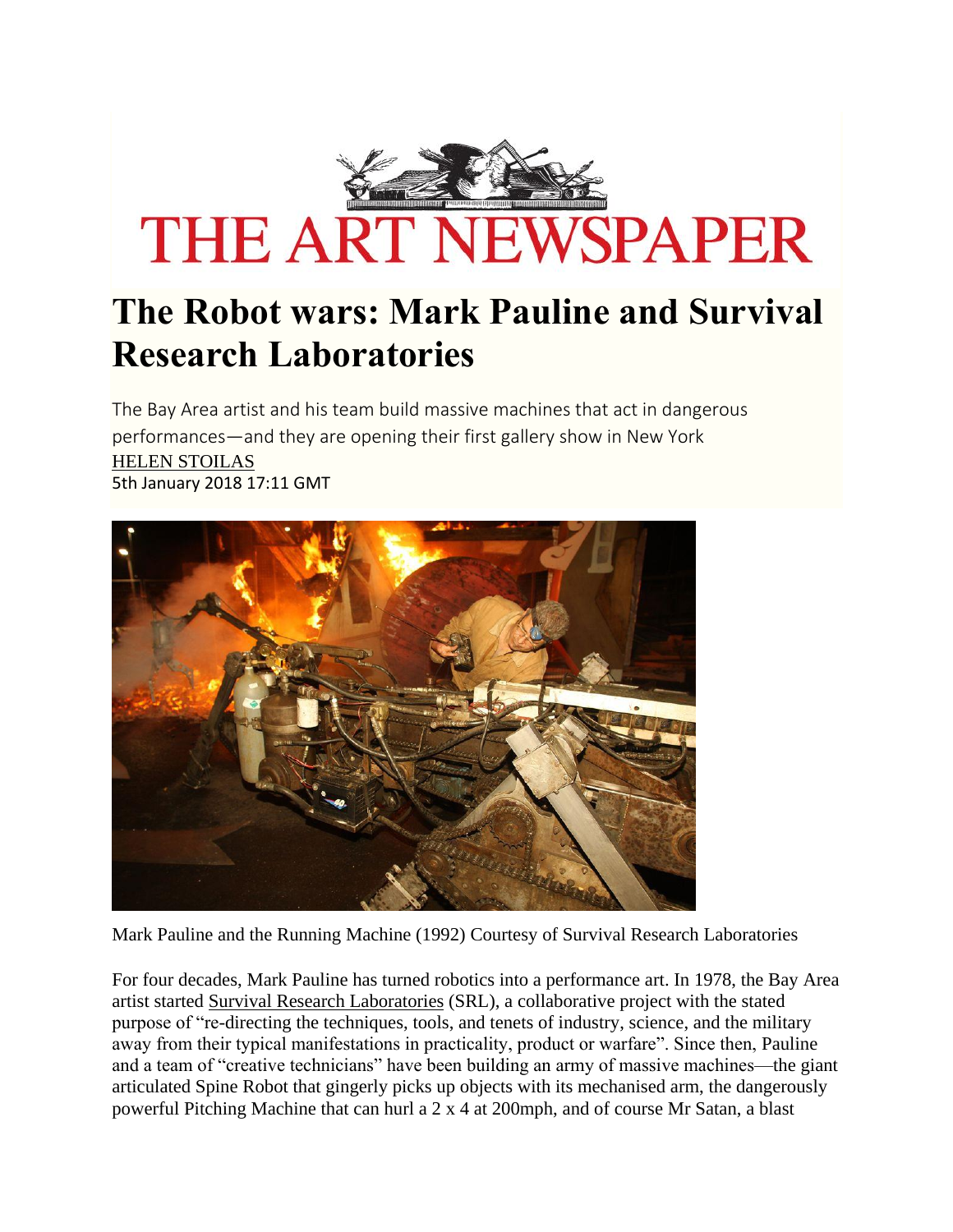THE ART NEWSPAPER

# The Robot wars: Mark Pauline and Survival Research Laboratories

The Bay Area artist and his team build massive machines that act in dangerous performances—and they are opening their first gallery show in New York

HELEN STOILAS

5th January 2018 17:11 GMT

Mark Pauline and the Running Machine (1992) Courtesy of Survival Research Laboratories

For four decades, Mark Pauline has turned robotics into a performance art. In 1978, the Bay Area artist started Survival Research Laboratories (SRL), a collaborative project with the stated purpose of "re-directing the techniques, tools, and tenets of industry, science, and the military away from their typical manifestations in practicality, product or warfare". Since then, Pauline and a team of "creative technicians" have been building an army of massive machines—the giant articulated Spine Robot that gingerly picks up objects with its mechanised arm, the dangerously powerful Pitching Machine that can hurl a 2 x 4 at 200mph, and of course Mr Satan, a blast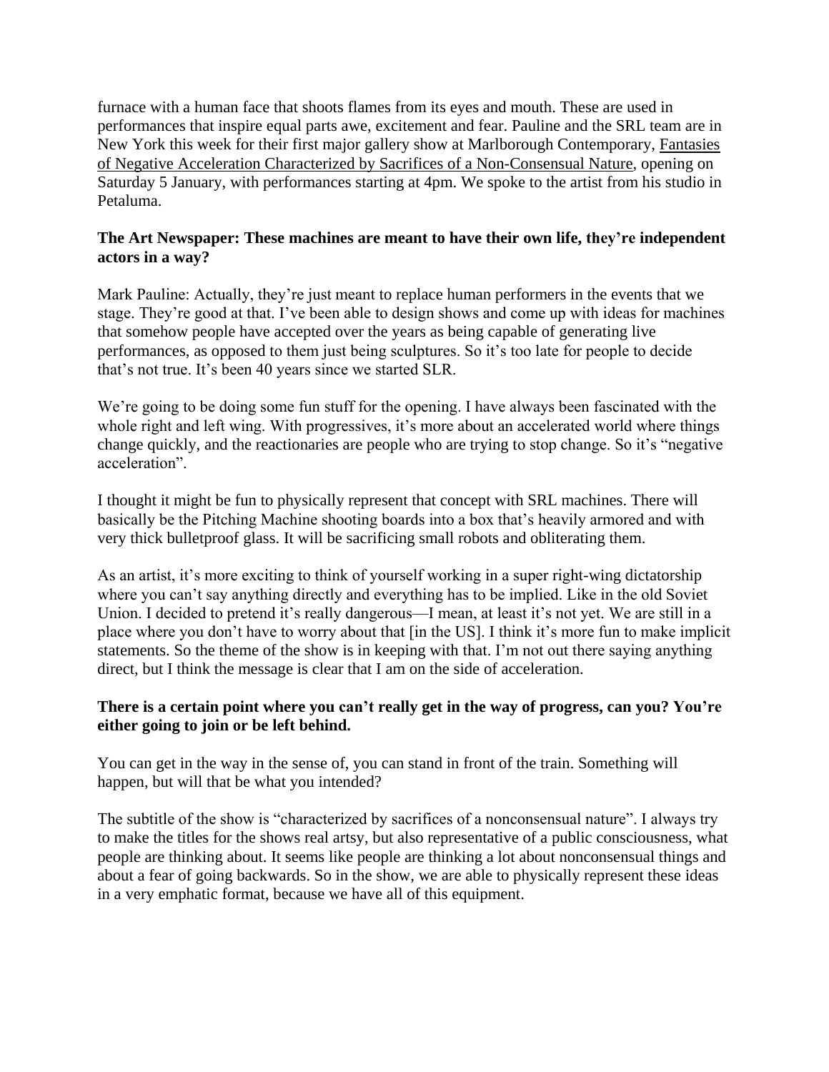furnace with a human face that shoots flames from its eyes and mouth. These are used in performances that inspire equal parts awe, excitement and fear. Pauline and the SRL team are in New York this week for their first major gallery show at Marlborough Contemporary, Fantasies of Negative Acceleration Characterized by Sacrifices of a Non-Consensual Nature, opening on Saturday 5 January, with performances starting at 4pm. We spoke to the artist from his studio in Petaluma.

**The Art Newspaper: These machines are meant to have their own life, they're independent actors in a way?**

Mark Pauline: Actually, they're just meant to replace human performers in the events that we stage. They're good at that. I've been able to design shows and come up with ideas for machines that somehow people have accepted over the years as being capable of generating live performances, as opposed to them just being sculptures. So it's too late for people to decide that's not true. It's been 40 years since we started SLR.

We're going to be doing some fun stuff for the opening. I have always been fascinated with the whole right and left wing. With progressives, it's more about an accelerated world where things change quickly, and the reactionaries are people who are trying to stop change. So it's "negative acceleration".

I thought it might be fun to physically represent that concept with SRL machines. There will basically be the Pitching Machine shooting boards into a box that's heavily armored and with very thick bulletproof glass. It will be sacrificing small robots and obliterating them.

As an artist, it's more exciting to think of yourself working in a super right-wing dictatorship where you can't say anything directly and everything has to be implied. Like in the old Soviet Union. I decided to pretend it's really dangerous—I mean, at least it's not yet. We are still in a place where you don't have to worry about that [in the US]. I think it's more fun to make implicit statements. So the theme of the show is in keeping with that. I'm not out there saying anything direct, but I think the message is clear that I am on the side of acceleration.

**There is a certain point where you can't really get in the way of progress, can you? You're either going to join or be left behind.**

You can get in the way in the sense of, you can stand in front of the train. Something will happen, but will that be what you intended?

The subtitle of the show is "characterized by sacrifices of a nonconsensual nature". I always try to make the titles for the shows real artsy, but also representative of a public consciousness, what people are thinking about. It seems like people are thinking a lot about nonconsensual things and about a fear of going backwards. So in the show, we are able to physically represent these ideas in a very emphatic format, because we have all of this equipment.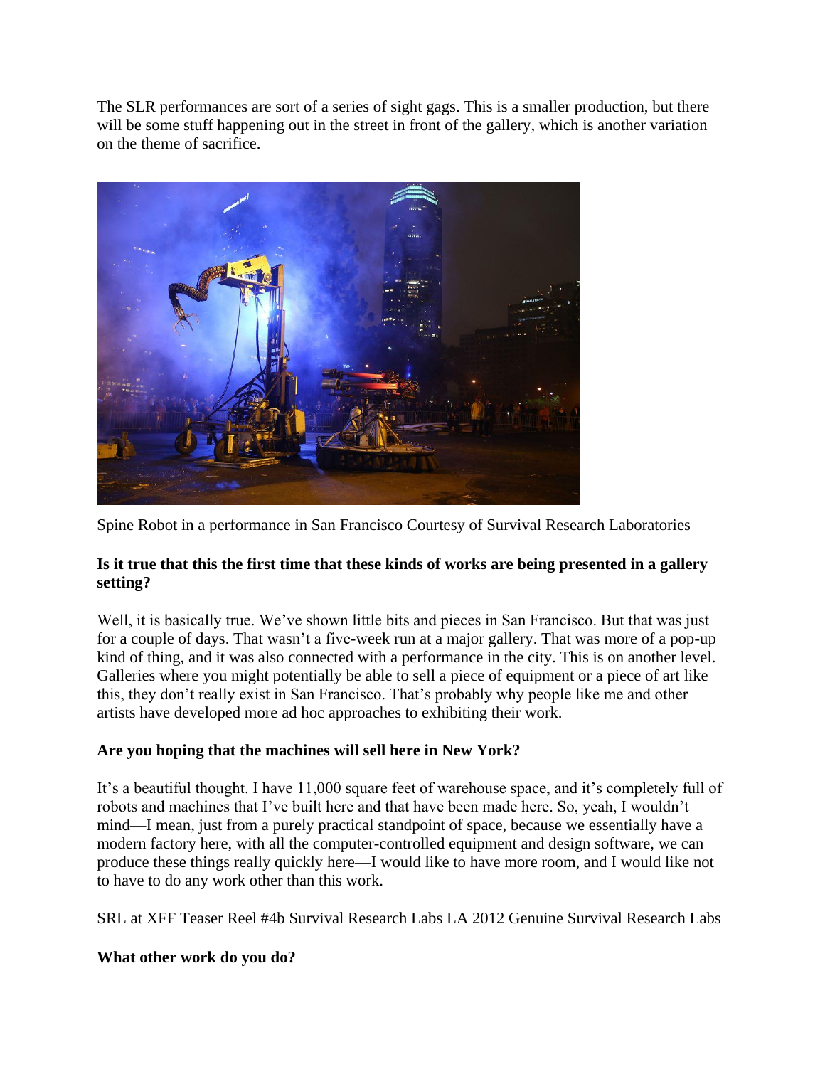The SLR performances are sort of a series of sight gags. This is a smaller production, but there will be some stuff happening out in the street in front of the gallery, which is another variation on the theme of sacrifice.

Spine Robot in a performance in San Francisco Courtesy of Survival Research Laboratories

**Is it true that this the first time that these kinds of works are being presented in a gallery setting?**

Well, it is basically true. We've shown little bits and pieces in San Francisco. But that was just for a couple of days. That wasn't a five-week run at a major gallery. That was more of a pop-up kind of thing, and it was also connected with a performance in the city. This is on another level. Galleries where you might potentially be able to sell a piece of equipment or a piece of art like this, they don't really exist in San Francisco. That's probably why people like me and other artists have developed more ad hoc approaches to exhibiting their work.

**Are you hoping that the machines will sell here in New York?**

It's a beautiful thought. I have 11,000 square feet of warehouse space, and it's completely full of robots and machines that I've built here and that have been made here. So, yeah, I wouldn't mind—I mean, just from a purely practical standpoint of space, because we essentially have a modern factory here, with all the computer-controlled equipment and design software, we can produce these things really quickly here—I would like to have more room, and I would like not to have to do any work other than this work.

SRL at XFF Teaser Reel #4b Survival Research Labs LA 2012 Genuine Survival Research Labs

**What other work do you do?**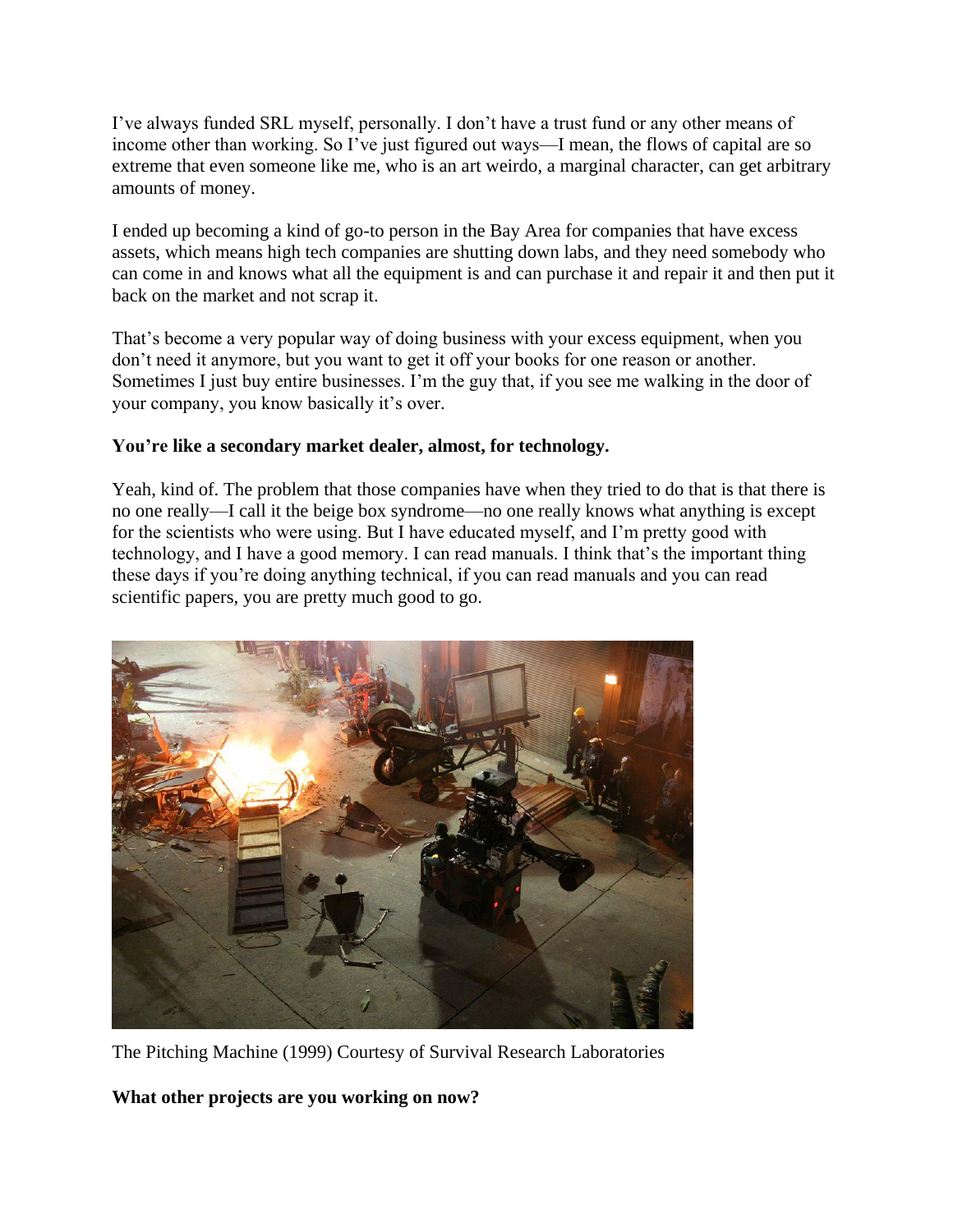I've always funded SRL myself, personally. I don't have a trust fund or any other means of income other than working. So I've just figured out ways—I mean, the flows of capital are so extreme that even someone like me, who is an art weirdo, a marginal character, can get arbitrary amounts of money.

I ended up becoming a kind of go-to person in the Bay Area for companies that have excess assets, which means high tech companies are shutting down labs, and they need somebody who can come in and knows what all the equipment is and can purchase it and repair it and then put it back on the market and not scrap it.

That's become a very popular way of doing business with your excess equipment, when you don't need it anymore, but you want to get it off your books for one reason or another. Sometimes I just buy entire businesses. I'm the guy that, if you see me walking in the door of your company, you know basically it's over.

**You're like a secondary market dealer, almost, for technology.**

Yeah, kind of. The problem that those companies have when they tried to do that is that there is no one really—I call it the beige box syndrome—no one really knows what anything is except for the scientists who were using. But I have educated myself, and I'm pretty good with technology, and I have a good memory. I can read manuals. I think that's the important thing these days if you're doing anything technical, if you can read manuals and you can read scientific papers, you are pretty much good to go.

The Pitching Machine (1999) Courtesy of Survival Research Laboratories

**What other projects are you working on now?**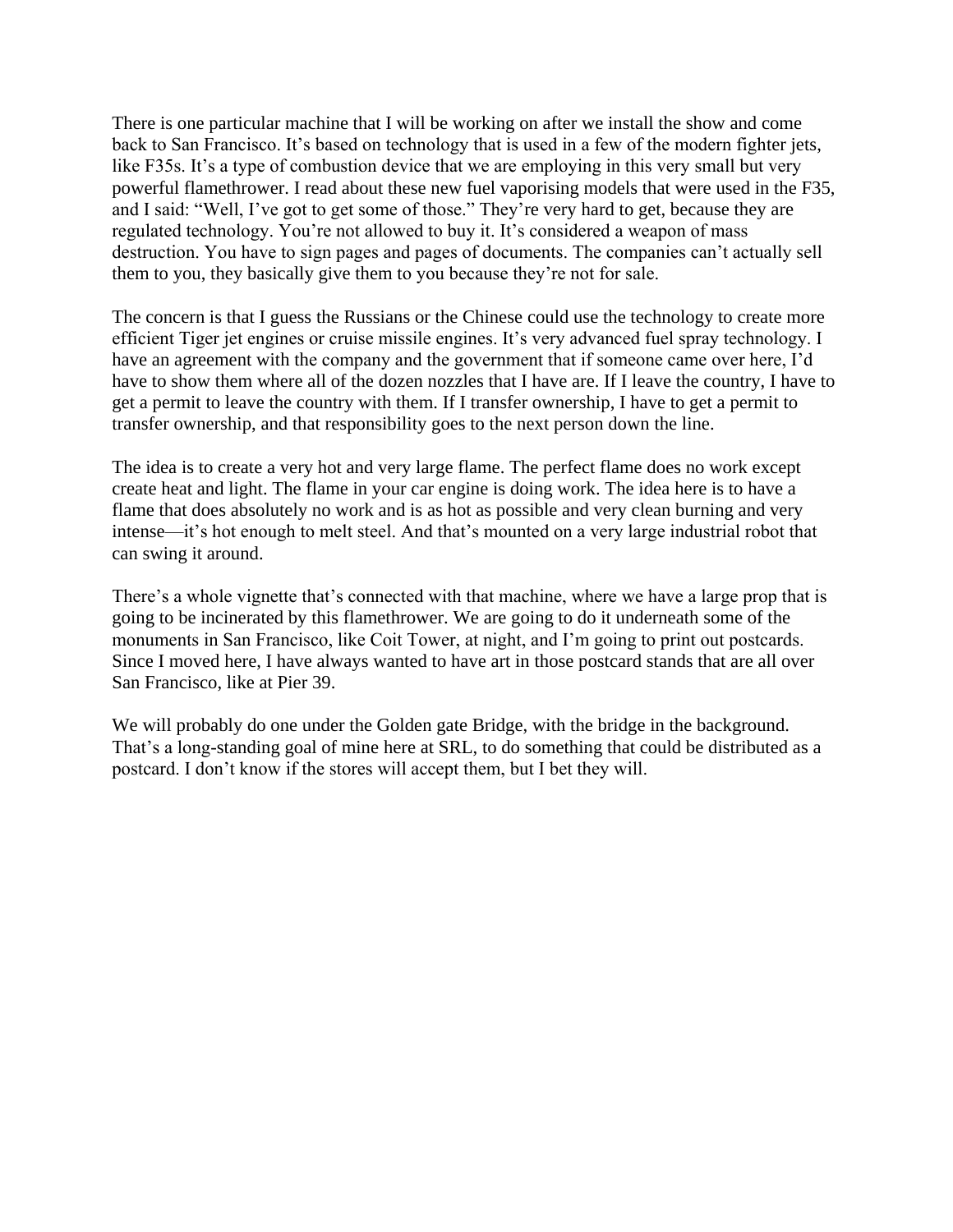There is one particular machine that I will be working on after we install the show and come back to San Francisco. It's based on technology that is used in a few of the modern fighter jets, like F35s. It's a type of combustion device that we are employing in this very small but very powerful flamethrower. I read about these new fuel vaporising models that were used in the F35, and I said: "Well, I've got to get some of those." They're very hard to get, because they are regulated technology. You're not allowed to buy it. It's considered a weapon of mass destruction. You have to sign pages and pages of documents. The companies can't actually sell them to you, they basically give them to you because they're not for sale.

The concern is that I guess the Russians or the Chinese could use the technology to create more efficient Tiger jet engines or cruise missile engines. It's very advanced fuel spray technology. I have an agreement with the company and the government that if someone came over here, I'd have to show them where all of the dozen nozzles that I have are. If I leave the country, I have to get a permit to leave the country with them. If I transfer ownership, I have to get a permit to transfer ownership, and that responsibility goes to the next person down the line.

The idea is to create a very hot and very large flame. The perfect flame does no work except create heat and light. The flame in your car engine is doing work. The idea here is to have a flame that does absolutely no work and is as hot as possible and very clean burning and very intense—it's hot enough to melt steel. And that's mounted on a very large industrial robot that can swing it around.

There's a whole vignette that's connected with that machine, where we have a large prop that is going to be incinerated by this flamethrower. We are going to do it underneath some of the monuments in San Francisco, like Coit Tower, at night, and I'm going to print out postcards. Since I moved here, I have always wanted to have art in those postcard stands that are all over San Francisco, like at Pier 39.

We will probably do one under the Golden gate Bridge, with the bridge in the background. That's a long-standing goal of mine here at SRL, to do something that could be distributed as a postcard. I don't know if the stores will accept them, but I bet they will.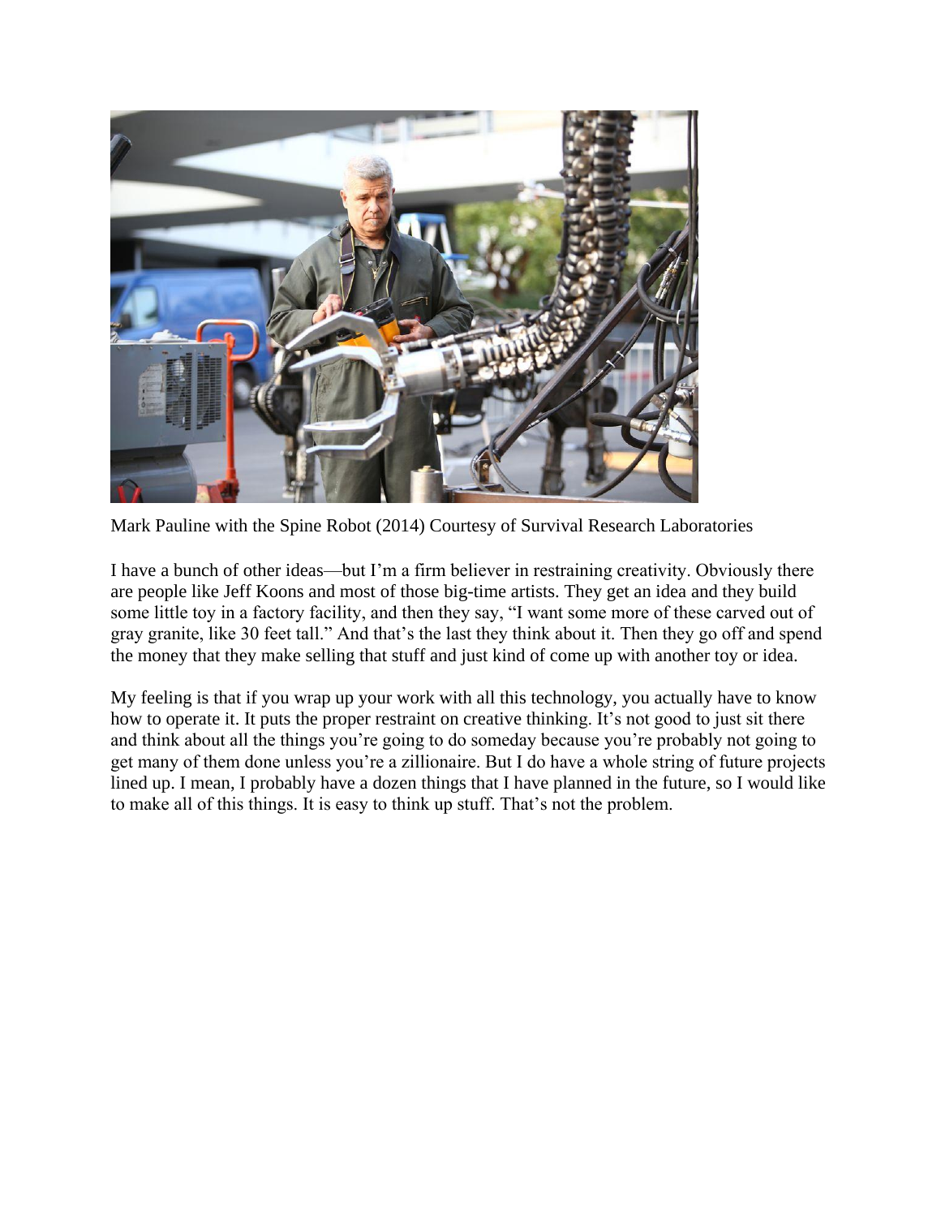Mark Pauline with the Spine Robot (2014) Courtesy of Survival Research Laboratories

I have a bunch of other ideas—but I'm a firm believer in restraining creativity. Obviously there are people like Jeff Koons and most of those big-time artists. They get an idea and they build some little toy in a factory facility, and then they say, "I want some more of these carved out of gray granite, like 30 feet tall." And that's the last they think about it. Then they go off and spend the money that they make selling that stuff and just kind of come up with another toy or idea.

My feeling is that if you wrap up your work with all this technology, you actually have to know how to operate it. It puts the proper restraint on creative thinking. It's not good to just sit there and think about all the things you're going to do someday because you're probably not going to get many of them done unless you're a zillionaire. But I do have a whole string of future projects lined up. I mean, I probably have a dozen things that I have planned in the future, so I would like to make all of this things. It is easy to think up stuff. That's not the problem.